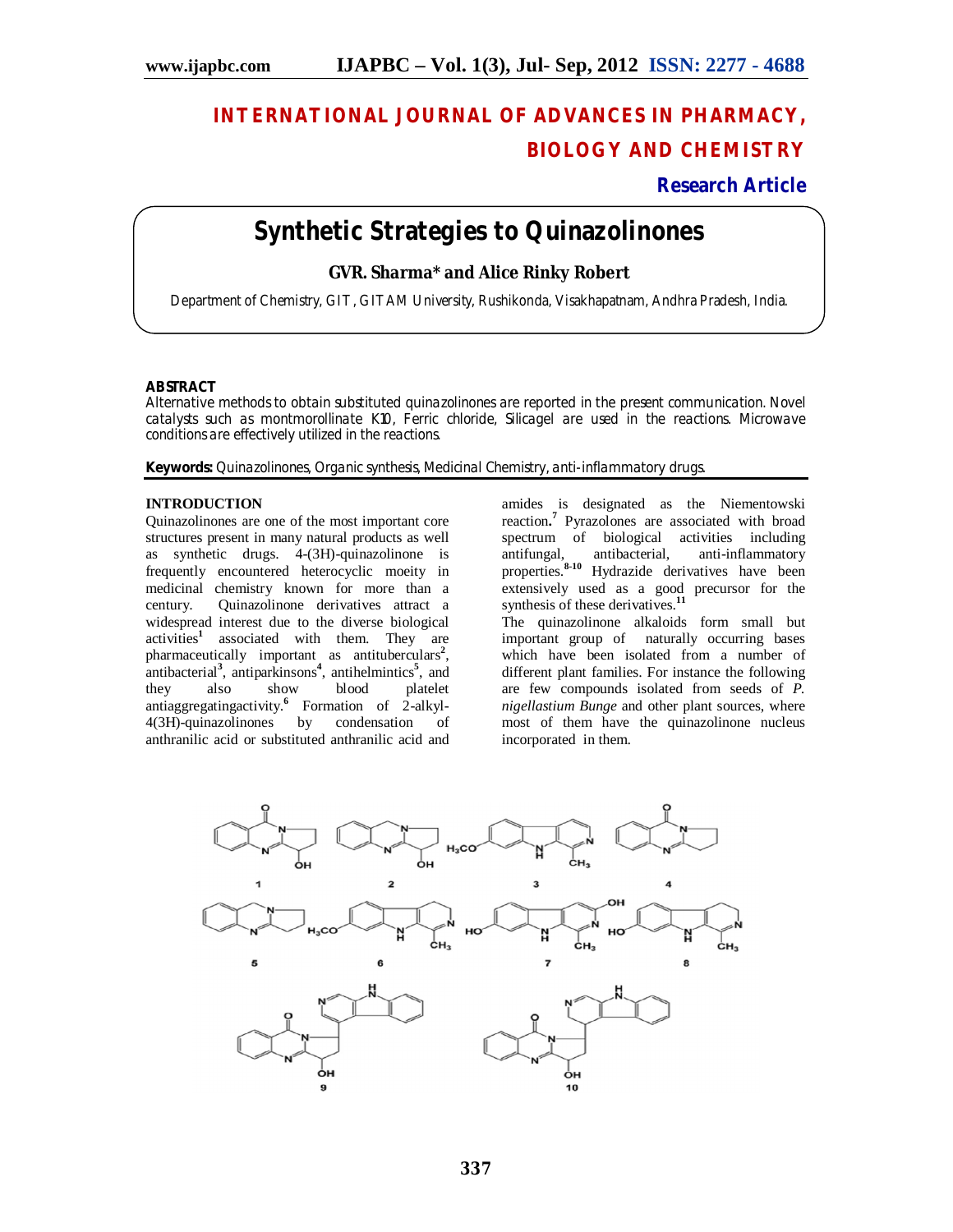# INTERNATIONAL JOURNAL OF ADVANCES IN PHARMACY, BIOLOGY AND CHEMISTRY

**Research Article**

# Synthetic Strategies to Quinazolinones

**GVR. Sharma* and Alice Rinky Robert**

Department of Chemistry, GIT, GITAM University, Rushikonda, Visakhapatnam, Andhra Pradesh, India.

## ABSTRACT

Alternative methods to obtain substituted quinazolinones are reported in the present communication. Novel catalysts such as montmorollinate K10, Ferric chloride, Silicagel are used in the reactions. Microwave conditions are effectively utilized in the reactions.

**Keywords:** Quinazolinones, Organic synthesis, Medicinal Chemistry, anti-inflammatory drugs.

## INTRODUCTION

Quinazolinones are one of the most important core structures present in many natural products as well as synthetic drugs. 4-(3H)-quinazolinone is frequently encountered heterocyclic moeity in medicinal chemistry known for more than a century. Quinazolinone derivatives attract a widespread interest due to the diverse biological activities[1] associated with them. They are pharmaceutically important as antituberculars[2], antibacterial[3], antiparkinsons[4], antihelmintics[5], and they also show blood platelet antiaggregatingactivity.[6] Formation of 2-alkyl-4(3H)-quinazolinones by condensation of anthranilic acid or substituted anthranilic acid and amides is designated as the Niementowski reaction.[7] Pyrazolones are associated with broad spectrum of biological activities including antifungal, antibacterial, anti-inflammatory properties.[8-10] Hydrazide derivatives have been extensively used as a good precursor for the synthesis of these derivatives.[11]

The quinazolinone alkaloids form small but important group of naturally occurring bases which have been isolated from a number of different plant families. For instance the following are few compounds isolated from seeds of *P. nigellastium Bunge* and other plant sources, where most of them have the quinazolinone nucleus incorporated in them.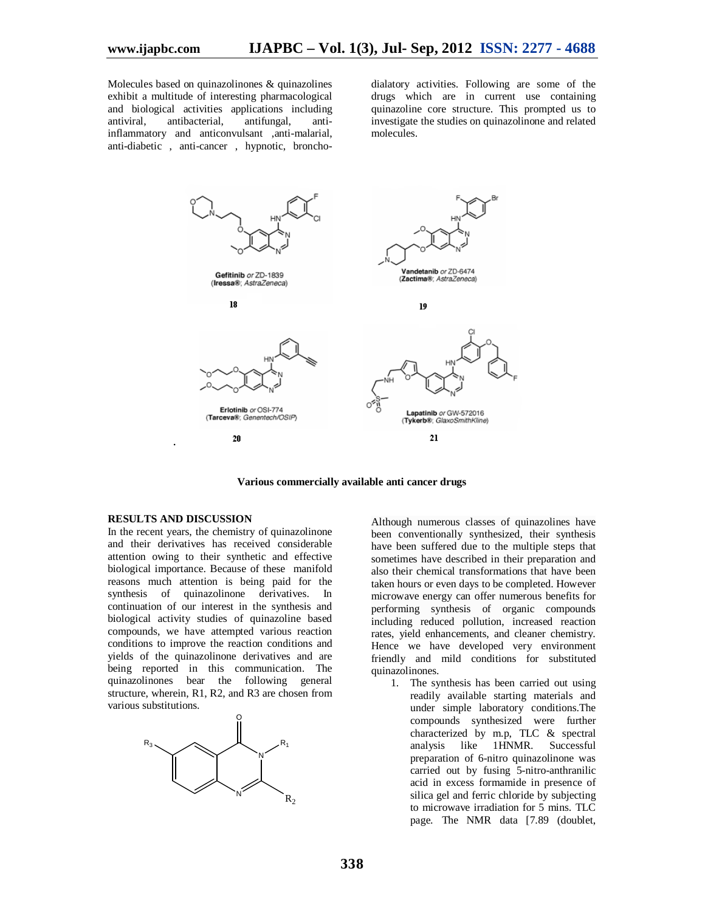Molecules based on quinazolinones & quinazolines exhibit a multitude of interesting pharmacological and biological activities applications including antiviral, antibacterial, antifungal, anti-inflammatory and anticonvulsant ,anti-malarial, anti-diabetic , anti-cancer , hypnotic, broncho-dialatory activities. Following are some of the drugs which are in current use containing quinazoline core structure. This prompted us to investigate the studies on quinazolinone and related molecules.

**Gefitinib** *or* ZD-1839 (**Iressa®**; *AstraZeneca*)

18

**Vandetanib** *or* ZD-6474 (**Zactima®**; *AstraZeneca*)

19

**Erlotinib** *or* OSI-774 (**Tarceva®**; *Genentech/OSIP*)

20

**Lapatinib** *or* GW-572016 (**Tykerb®**; *GlaxoSmithKline*)

21

**Various commercially available anti cancer drugs**

## RESULTS AND DISCUSSION

In the recent years, the chemistry of quinazolinone and their derivatives has received considerable attention owing to their synthetic and effective biological importance. Because of these manifold reasons much attention is being paid for the synthesis of quinazolinone derivatives. In continuation of our interest in the synthesis and biological activity studies of quinazoline based compounds, we have attempted various reaction conditions to improve the reaction conditions and yields of the quinazolinone derivatives and are being reported in this communication. The quinazolinones bear the following general structure, wherein, R1, R2, and R3 are chosen from various substitutions.

Although numerous classes of quinazolines have been conventionally synthesized, their synthesis have been suffered due to the multiple steps that sometimes have described in their preparation and also their chemical transformations that have been taken hours or even days to be completed. However microwave energy can offer numerous benefits for performing synthesis of organic compounds including reduced pollution, increased reaction rates, yield enhancements, and cleaner chemistry. Hence we have developed very environment friendly and mild conditions for substituted quinazolinones.

1. The synthesis has been carried out using readily available starting materials and under simple laboratory conditions.The compounds synthesized were further characterized by m.p, TLC & spectral analysis like 1HNMR. Successful preparation of 6-nitro quinazolinone was carried out by fusing 5-nitro-anthranilic acid in excess formamide in presence of silica gel and ferric chloride by subjecting to microwave irradiation for 5 mins. TLC page. The NMR data [7.89 (doublet,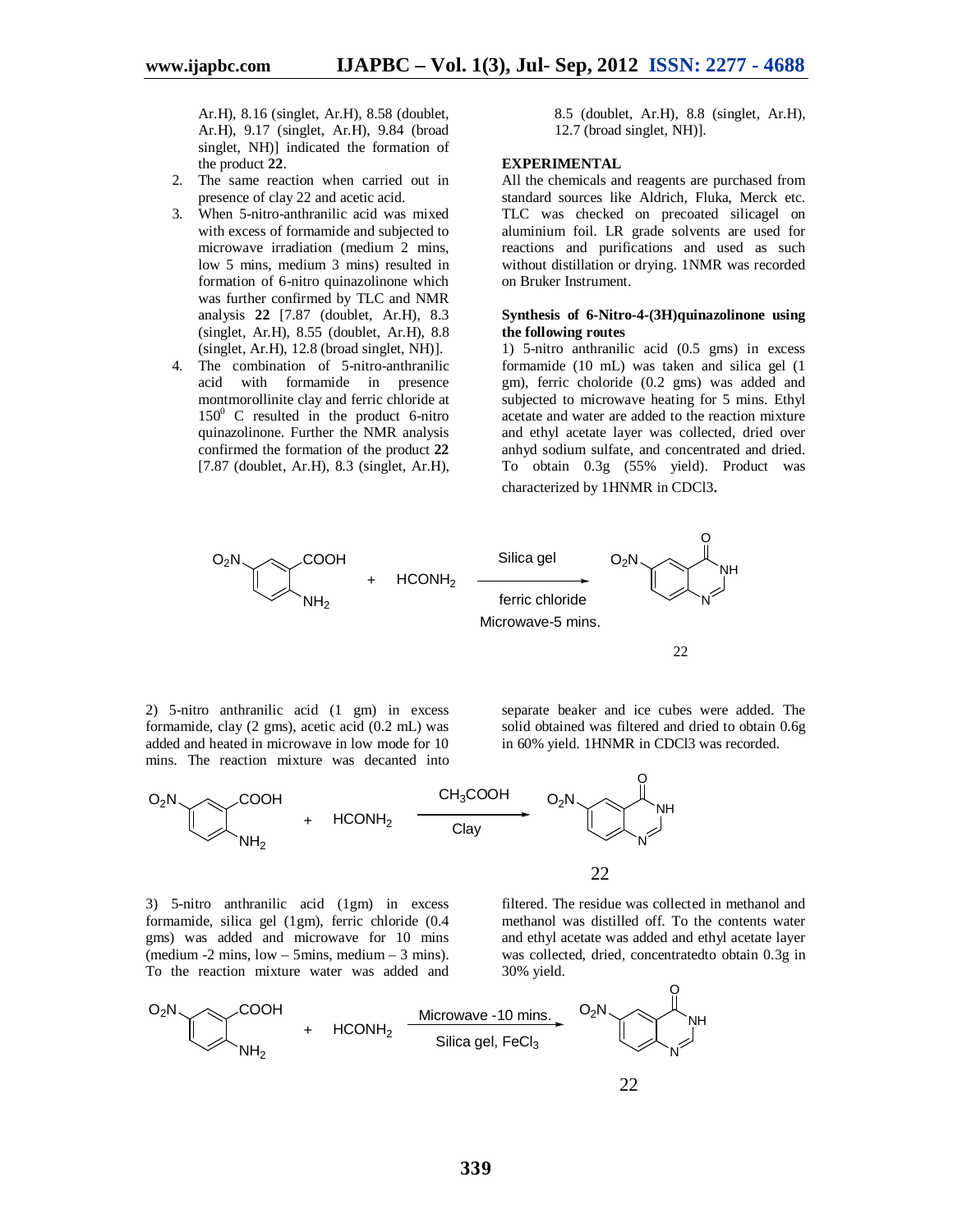Ar.H), 8.16 (singlet, Ar.H), 8.58 (doublet, Ar.H), 9.17 (singlet, Ar.H), 9.84 (broad singlet, NH)] indicated the formation of the product **22**.

2. The same reaction when carried out in presence of clay 22 and acetic acid.
3. When 5-nitro-anthranilic acid was mixed with excess of formamide and subjected to microwave irradiation (medium 2 mins, low 5 mins, medium 3 mins) resulted in formation of 6-nitro quinazolinone which was further confirmed by TLC and NMR analysis **22** [7.87 (doublet, Ar.H), 8.3 (singlet, Ar.H), 8.55 (doublet, Ar.H), 8.8 (singlet, Ar.H), 12.8 (broad singlet, NH)].
4. The combination of 5-nitro-anthranilic acid with formamide in presence montmorollinite clay and ferric chloride at $150^0$ C resulted in the product 6-nitro quinazolinone. Further the NMR analysis confirmed the formation of the product **22** [7.87 (doublet, Ar.H), 8.3 (singlet, Ar.H), 8.5 (doublet, Ar.H), 8.8 (singlet, Ar.H), 12.7 (broad singlet, NH)].

## EXPERIMENTAL

All the chemicals and reagents are purchased from standard sources like Aldrich, Fluka, Merck etc. TLC was checked on precoated silicagel on aluminium foil. LR grade solvents are used for reactions and purifications and used as such without distillation or drying. 1NMR was recorded on Bruker Instrument.

### Synthesis of 6-Nitro-4-(3H)quinazolinone using the following routes

1) 5-nitro anthranilic acid (0.5 gms) in excess formamide (10 mL) was taken and silica gel (1 gm), ferric choloride (0.2 gms) was added and subjected to microwave heating for 5 mins. Ethyl acetate and water are added to the reaction mixture and ethyl acetate layer was collected, dried over anhyd sodium sulfate, and concentrated and dried. To obtain 0.3g (55% yield). Product was characterized by 1HNMR in CDCl3.

$O_2N$-C$_6$H$_3$(COOH)(NH$_2$) + $HCONH_2$ —(Silica gel, ferric chloride, Microwave-5 mins.)→ 6-nitro-4(3H)-quinazolinone

22

2) 5-nitro anthranilic acid (1 gm) in excess formamide, clay (2 gms), acetic acid (0.2 mL) was added and heated in microwave in low mode for 10 mins. The reaction mixture was decanted into separate beaker and ice cubes were added. The solid obtained was filtered and dried to obtain 0.6g in 60% yield. 1HNMR in CDCl3 was recorded.

$O_2N$-C$_6$H$_3$(COOH)(NH$_2$) + $HCONH_2$ —($CH_3COOH$, Clay)→ 6-nitro-4(3H)-quinazolinone

22

3) 5-nitro anthranilic acid (1gm) in excess formamide, silica gel (1gm), ferric chloride (0.4 gms) was added and microwave for 10 mins (medium -2 mins, low – 5mins, medium – 3 mins). To the reaction mixture water was added and filtered. The residue was collected in methanol and methanol was distilled off. To the contents water and ethyl acetate was added and ethyl acetate layer was collected, dried, concentratedto obtain 0.3g in 30% yield.

$O_2N$-C$_6$H$_3$(COOH)(NH$_2$) + $HCONH_2$ —(Microwave -10 mins., Silica gel, $FeCl_3$)→ 6-nitro-4(3H)-quinazolinone

22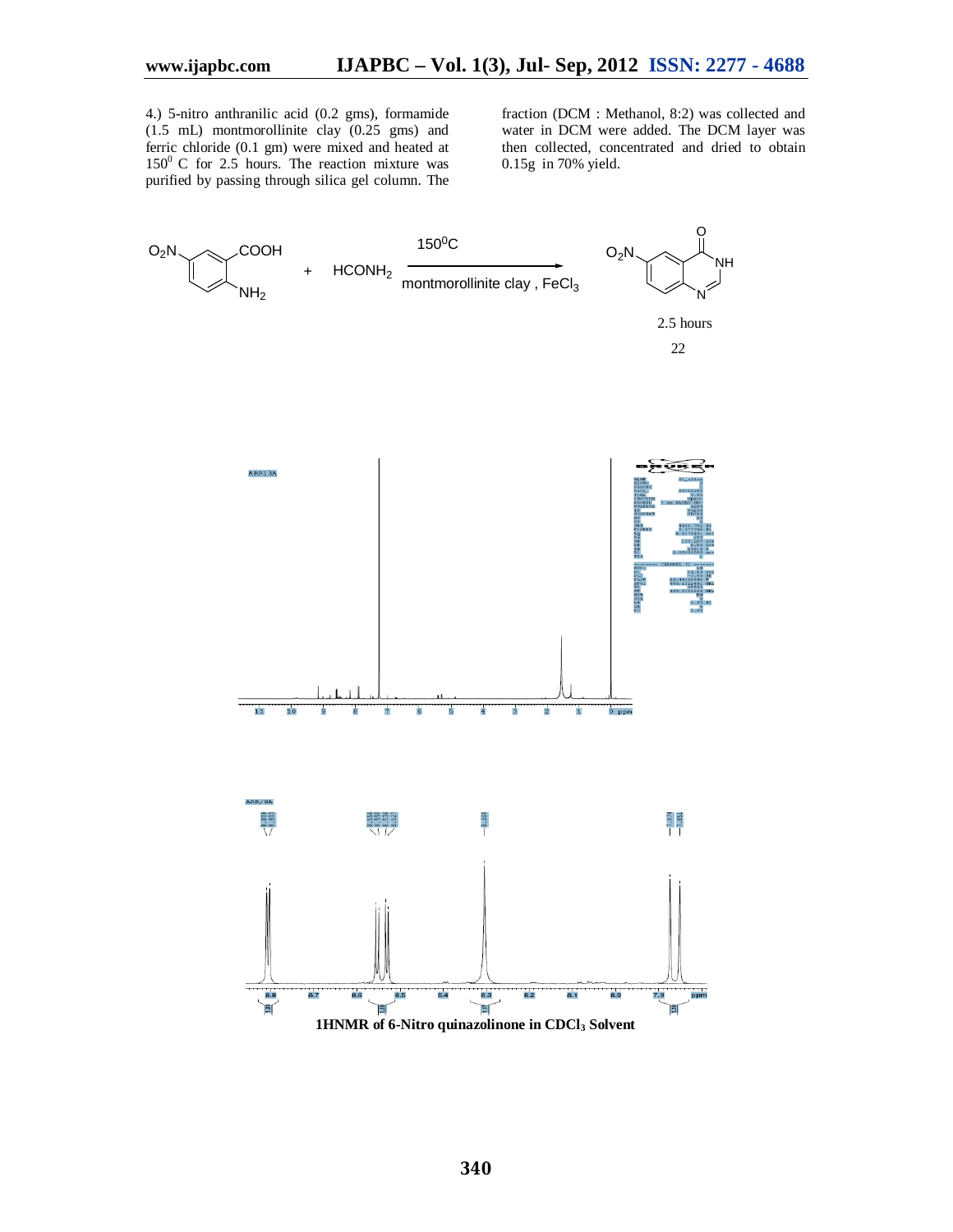4.) 5-nitro anthranilic acid (0.2 gms), formamide (1.5 mL) montmorollinite clay (0.25 gms) and ferric chloride (0.1 gm) were mixed and heated at $150^0$ C for 2.5 hours. The reaction mixture was purified by passing through silica gel column. The fraction (DCM : Methanol, 8:2) was collected and water in DCM were added. The DCM layer was then collected, concentrated and dried to obtain 0.15g in 70% yield.

$$\text{5-nitroanthranilic acid} + HCONH_2 \xrightarrow[\text{montmorollinite clay, } FeCl_3]{150^0C} \text{6-nitroquinazolin-4(3H)-one}$$

2.5 hours

22

**1HNMR of 6-Nitro quinazolinone in $CDCl_3$ Solvent**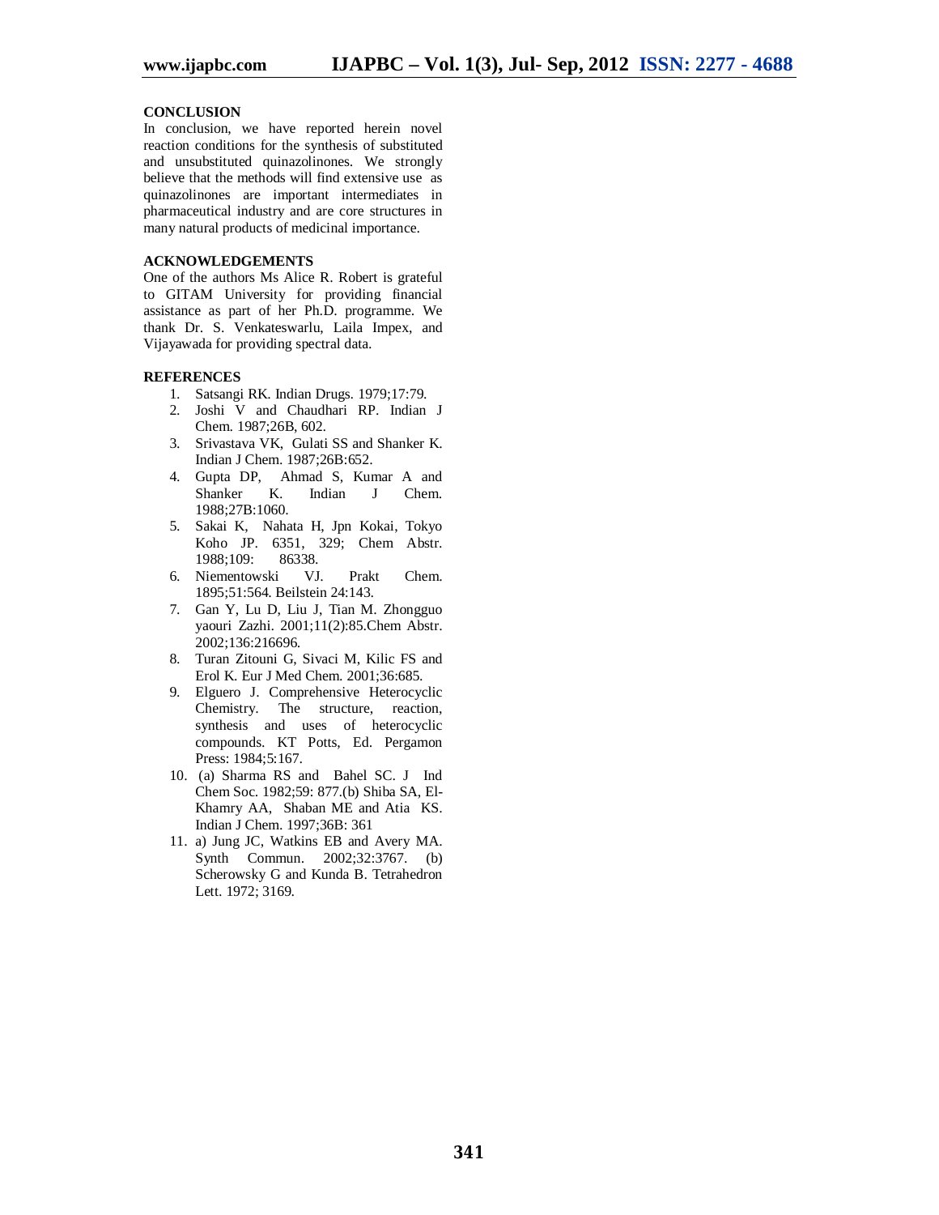## CONCLUSION

In conclusion, we have reported herein novel reaction conditions for the synthesis of substituted and unsubstituted quinazolinones. We strongly believe that the methods will find extensive use as quinazolinones are important intermediates in pharmaceutical industry and are core structures in many natural products of medicinal importance.

## ACKNOWLEDGEMENTS

One of the authors Ms Alice R. Robert is grateful to GITAM University for providing financial assistance as part of her Ph.D. programme. We thank Dr. S. Venkateswarlu, Laila Impex, and Vijayawada for providing spectral data.

## REFERENCES

1. Satsangi RK. Indian Drugs. 1979;17:79.
2. Joshi V and Chaudhari RP. Indian J Chem. 1987;26B, 602.
3. Srivastava VK, Gulati SS and Shanker K. Indian J Chem. 1987;26B:652.
4. Gupta DP, Ahmad S, Kumar A and Shanker K. Indian J Chem. 1988;27B:1060.
5. Sakai K, Nahata H, Jpn Kokai, Tokyo Koho JP. 6351, 329; Chem Abstr. 1988;109: 86338.
6. Niementowski VJ. Prakt Chem. 1895;51:564. Beilstein 24:143.
7. Gan Y, Lu D, Liu J, Tian M. Zhongguo yaouri Zazhi. 2001;11(2):85.Chem Abstr. 2002;136:216696.
8. Turan Zitouni G, Sivaci M, Kilic FS and Erol K. Eur J Med Chem. 2001;36:685.
9. Elguero J. Comprehensive Heterocyclic Chemistry. The structure, reaction, synthesis and uses of heterocyclic compounds. KT Potts, Ed. Pergamon Press: 1984;5:167.
10. (a) Sharma RS and Bahel SC. J Ind Chem Soc. 1982;59: 877.(b) Shiba SA, El-Khamry AA, Shaban ME and Atia KS. Indian J Chem. 1997;36B: 361
11. a) Jung JC, Watkins EB and Avery MA. Synth Commun. 2002;32:3767. (b) Scherowsky G and Kunda B. Tetrahedron Lett. 1972; 3169.